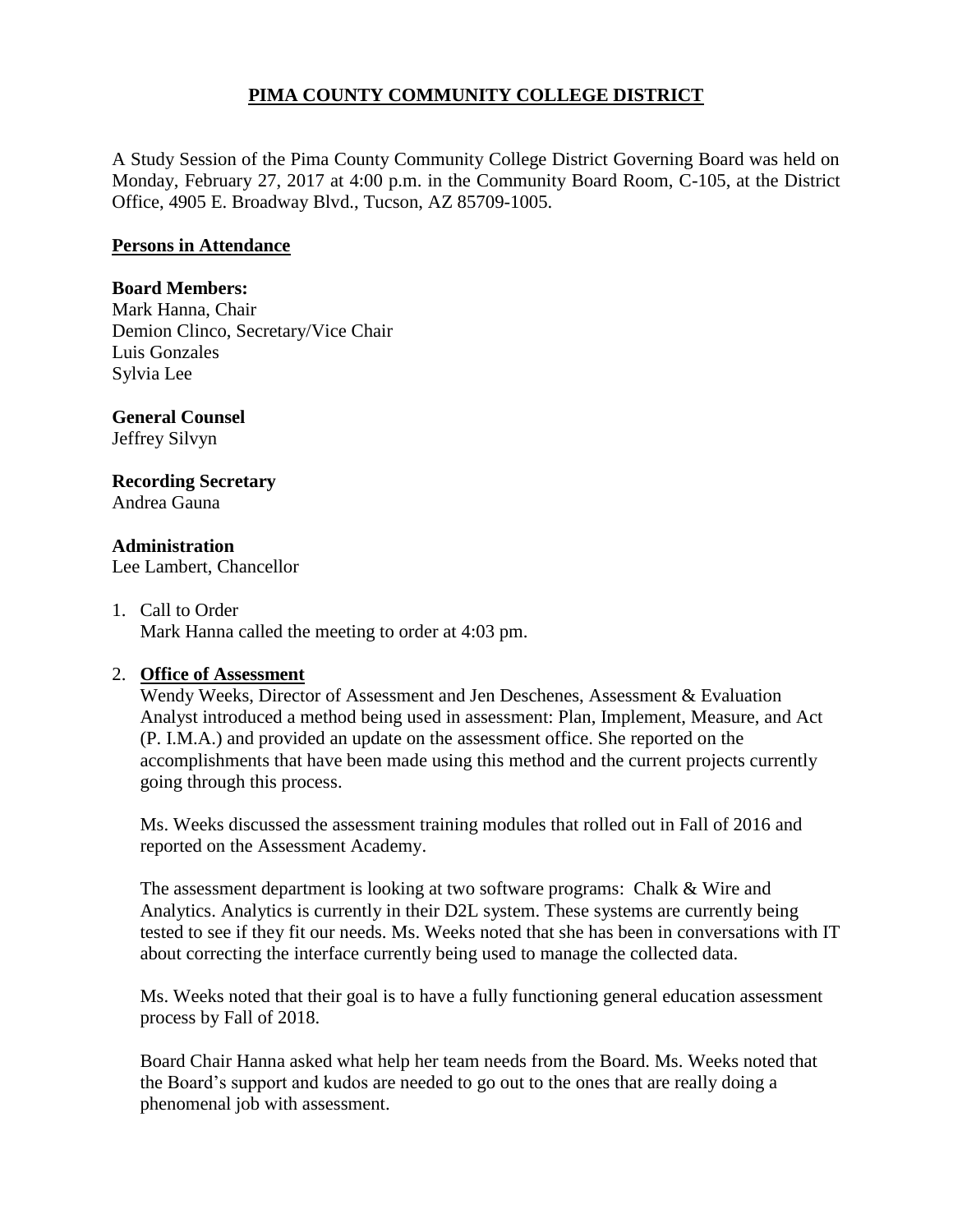# PIMA COUNTY COMMUNITY COLLEGE DISTRICT

A Study Session of the Pima County Community College District Governing Board was held on Monday, February 27, 2017 at 4:00 p.m. in the Community Board Room, C-105, at the District Office, 4905 E. Broadway Blvd., Tucson, AZ 85709-1005.

## Persons in Attendance

**Board Members:**
Mark Hanna, Chair
Demion Clinco, Secretary/Vice Chair
Luis Gonzales
Sylvia Lee

**General Counsel**
Jeffrey Silvyn

**Recording Secretary**
Andrea Gauna

**Administration**
Lee Lambert, Chancellor

1. Call to Order
   Mark Hanna called the meeting to order at 4:03 pm.

2. **Office of Assessment**
   Wendy Weeks, Director of Assessment and Jen Deschenes, Assessment & Evaluation Analyst introduced a method being used in assessment: Plan, Implement, Measure, and Act (P. I.M.A.) and provided an update on the assessment office. She reported on the accomplishments that have been made using this method and the current projects currently going through this process.

   Ms. Weeks discussed the assessment training modules that rolled out in Fall of 2016 and reported on the Assessment Academy.

   The assessment department is looking at two software programs: Chalk & Wire and Analytics. Analytics is currently in their D2L system. These systems are currently being tested to see if they fit our needs. Ms. Weeks noted that she has been in conversations with IT about correcting the interface currently being used to manage the collected data.

   Ms. Weeks noted that their goal is to have a fully functioning general education assessment process by Fall of 2018.

   Board Chair Hanna asked what help her team needs from the Board. Ms. Weeks noted that the Board's support and kudos are needed to go out to the ones that are really doing a phenomenal job with assessment.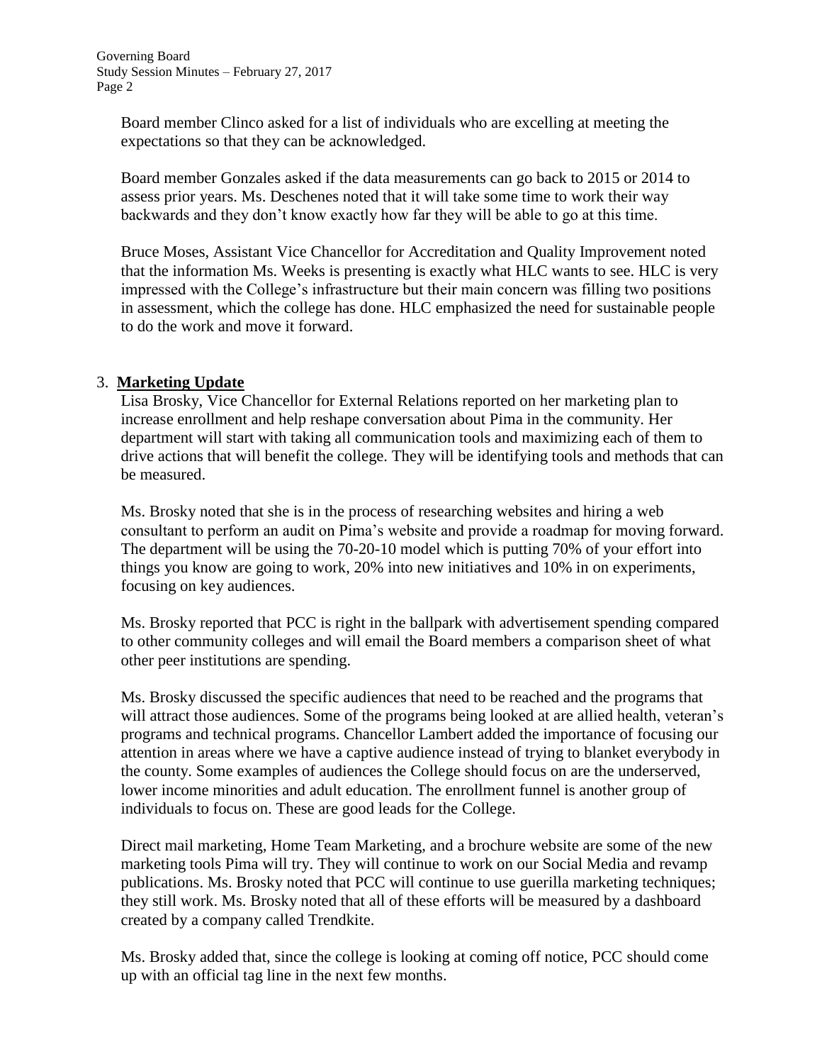Board member Clinco asked for a list of individuals who are excelling at meeting the expectations so that they can be acknowledged.

Board member Gonzales asked if the data measurements can go back to 2015 or 2014 to assess prior years. Ms. Deschenes noted that it will take some time to work their way backwards and they don't know exactly how far they will be able to go at this time.

Bruce Moses, Assistant Vice Chancellor for Accreditation and Quality Improvement noted that the information Ms. Weeks is presenting is exactly what HLC wants to see. HLC is very impressed with the College's infrastructure but their main concern was filling two positions in assessment, which the college has done. HLC emphasized the need for sustainable people to do the work and move it forward.

3. **Marketing Update**

Lisa Brosky, Vice Chancellor for External Relations reported on her marketing plan to increase enrollment and help reshape conversation about Pima in the community. Her department will start with taking all communication tools and maximizing each of them to drive actions that will benefit the college. They will be identifying tools and methods that can be measured.

Ms. Brosky noted that she is in the process of researching websites and hiring a web consultant to perform an audit on Pima's website and provide a roadmap for moving forward. The department will be using the 70-20-10 model which is putting 70% of your effort into things you know are going to work, 20% into new initiatives and 10% in on experiments, focusing on key audiences.

Ms. Brosky reported that PCC is right in the ballpark with advertisement spending compared to other community colleges and will email the Board members a comparison sheet of what other peer institutions are spending.

Ms. Brosky discussed the specific audiences that need to be reached and the programs that will attract those audiences. Some of the programs being looked at are allied health, veteran's programs and technical programs. Chancellor Lambert added the importance of focusing our attention in areas where we have a captive audience instead of trying to blanket everybody in the county. Some examples of audiences the College should focus on are the underserved, lower income minorities and adult education. The enrollment funnel is another group of individuals to focus on. These are good leads for the College.

Direct mail marketing, Home Team Marketing, and a brochure website are some of the new marketing tools Pima will try. They will continue to work on our Social Media and revamp publications. Ms. Brosky noted that PCC will continue to use guerilla marketing techniques; they still work. Ms. Brosky noted that all of these efforts will be measured by a dashboard created by a company called Trendkite.

Ms. Brosky added that, since the college is looking at coming off notice, PCC should come up with an official tag line in the next few months.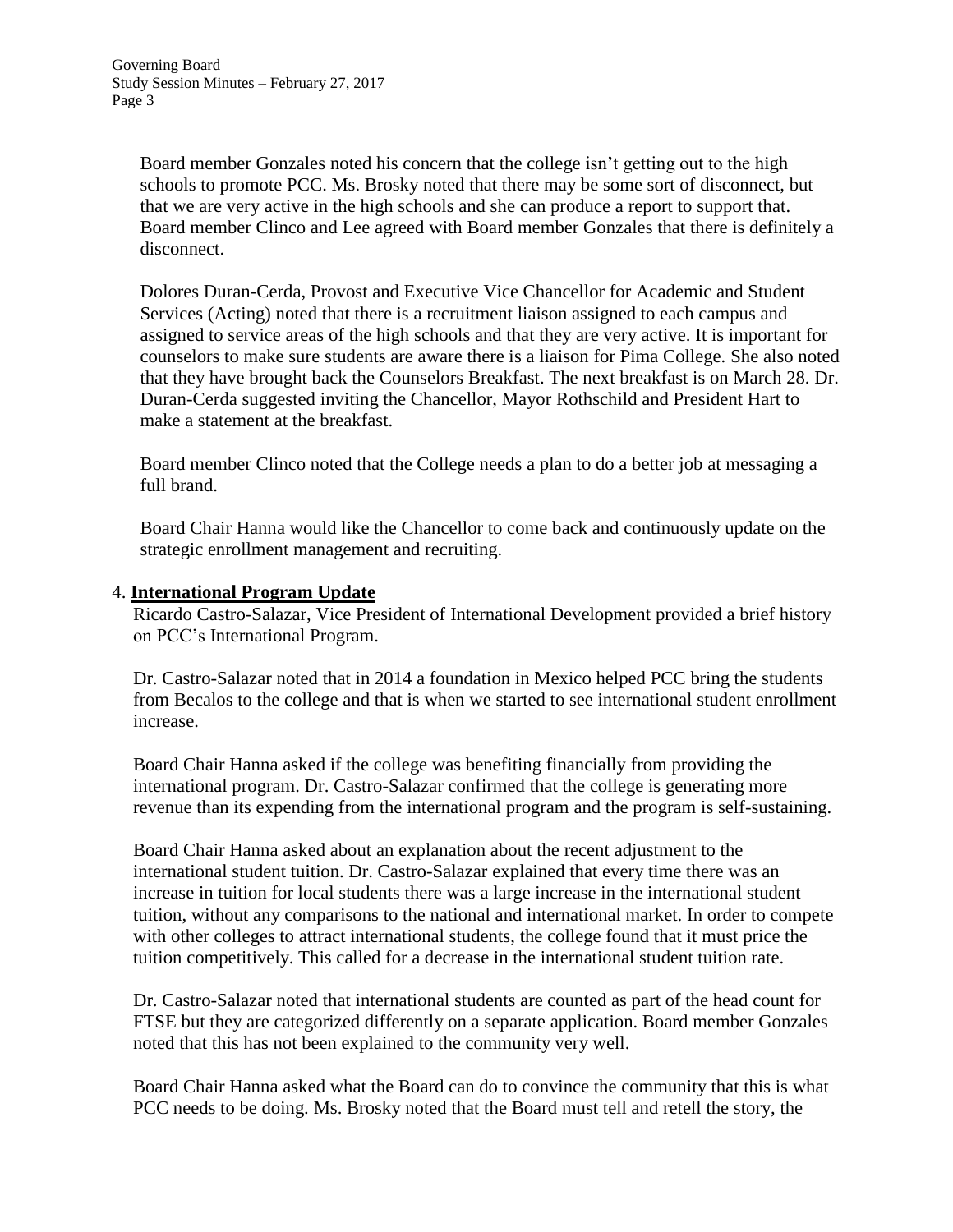Board member Gonzales noted his concern that the college isn't getting out to the high schools to promote PCC. Ms. Brosky noted that there may be some sort of disconnect, but that we are very active in the high schools and she can produce a report to support that. Board member Clinco and Lee agreed with Board member Gonzales that there is definitely a disconnect.

Dolores Duran-Cerda, Provost and Executive Vice Chancellor for Academic and Student Services (Acting) noted that there is a recruitment liaison assigned to each campus and assigned to service areas of the high schools and that they are very active. It is important for counselors to make sure students are aware there is a liaison for Pima College. She also noted that they have brought back the Counselors Breakfast. The next breakfast is on March 28. Dr. Duran-Cerda suggested inviting the Chancellor, Mayor Rothschild and President Hart to make a statement at the breakfast.

Board member Clinco noted that the College needs a plan to do a better job at messaging a full brand.

Board Chair Hanna would like the Chancellor to come back and continuously update on the strategic enrollment management and recruiting.

4. **International Program Update**

Ricardo Castro-Salazar, Vice President of International Development provided a brief history on PCC's International Program.

Dr. Castro-Salazar noted that in 2014 a foundation in Mexico helped PCC bring the students from Becalos to the college and that is when we started to see international student enrollment increase.

Board Chair Hanna asked if the college was benefiting financially from providing the international program. Dr. Castro-Salazar confirmed that the college is generating more revenue than its expending from the international program and the program is self-sustaining.

Board Chair Hanna asked about an explanation about the recent adjustment to the international student tuition. Dr. Castro-Salazar explained that every time there was an increase in tuition for local students there was a large increase in the international student tuition, without any comparisons to the national and international market. In order to compete with other colleges to attract international students, the college found that it must price the tuition competitively. This called for a decrease in the international student tuition rate.

Dr. Castro-Salazar noted that international students are counted as part of the head count for FTSE but they are categorized differently on a separate application. Board member Gonzales noted that this has not been explained to the community very well.

Board Chair Hanna asked what the Board can do to convince the community that this is what PCC needs to be doing. Ms. Brosky noted that the Board must tell and retell the story, the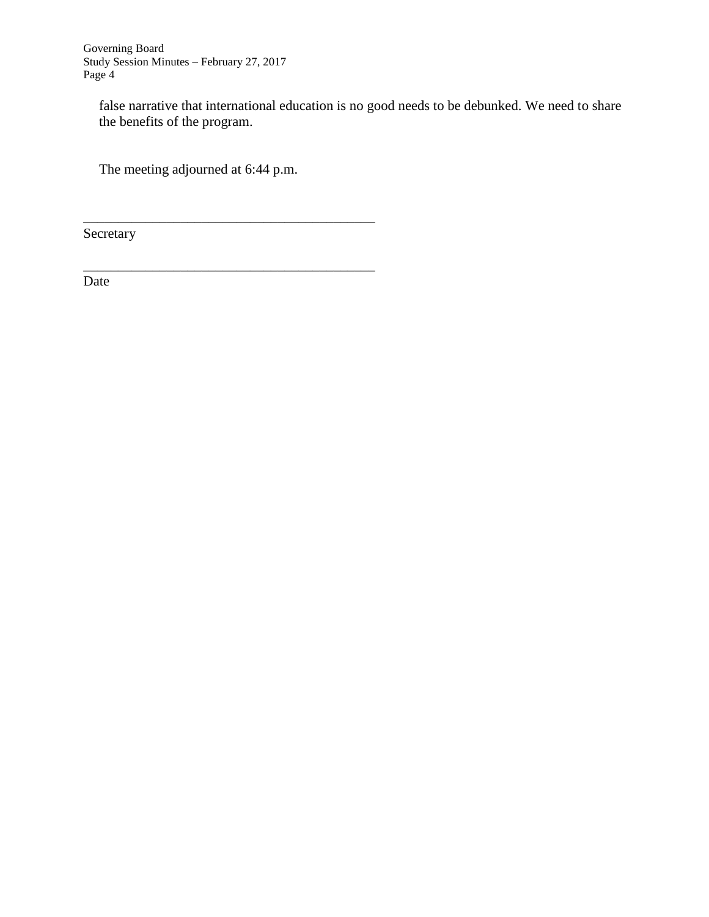false narrative that international education is no good needs to be debunked. We need to share the benefits of the program.

The meeting adjourned at 6:44 p.m.

\_\_\_\_\_\_\_\_\_\_\_\_\_\_\_\_\_\_\_\_\_\_\_\_\_\_\_\_\_\_\_\_\_\_\_\_\_\_\_\_\_\_

Secretary

\_\_\_\_\_\_\_\_\_\_\_\_\_\_\_\_\_\_\_\_\_\_\_\_\_\_\_\_\_\_\_\_\_\_\_\_\_\_\_\_\_\_

Date